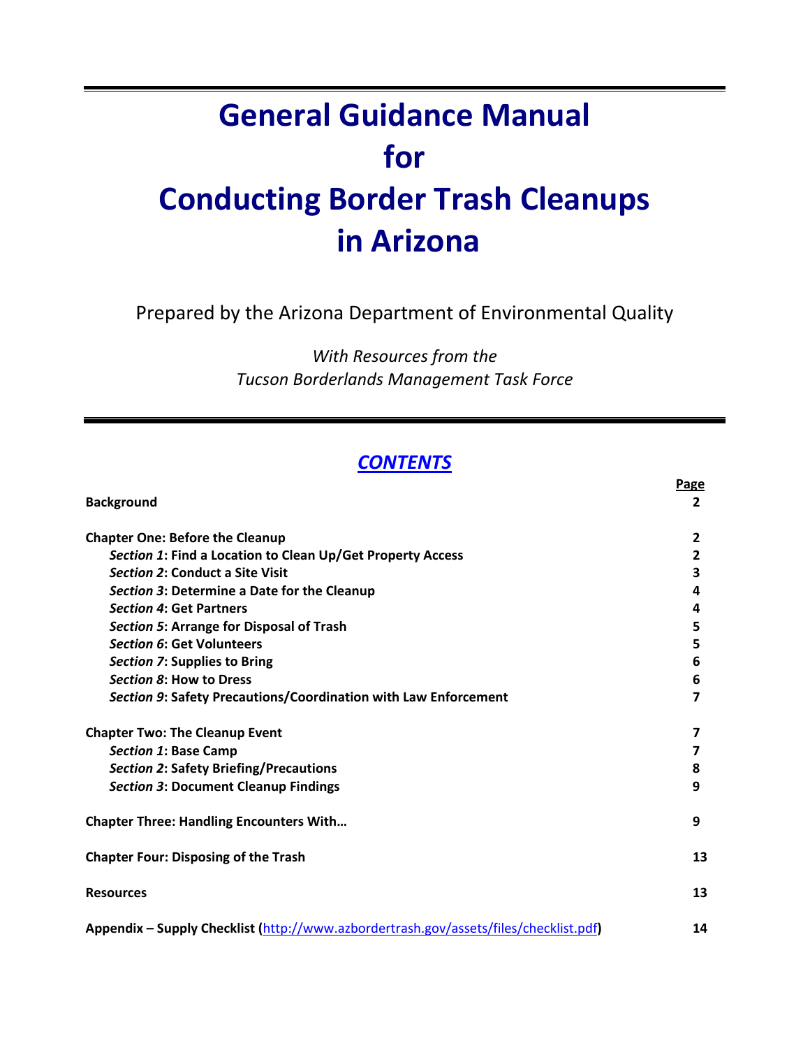# General Guidance Manual for Conducting Border Trash Cleanups in Arizona

Prepared by the Arizona Department of Environmental Quality

*With Resources from the Tucson Borderlands Management Task Force*

## *CONTENTS*

| | Page |
|---|---|
| **Background** | **2** |
| **Chapter One: Before the Cleanup** | **2** |
| *Section 1*: **Find a Location to Clean Up/Get Property Access** | **2** |
| *Section 2*: **Conduct a Site Visit** | **3** |
| *Section 3*: **Determine a Date for the Cleanup** | **4** |
| *Section 4*: **Get Partners** | **4** |
| *Section 5*: **Arrange for Disposal of Trash** | **5** |
| *Section 6*: **Get Volunteers** | **5** |
| *Section 7*: **Supplies to Bring** | **6** |
| *Section 8*: **How to Dress** | **6** |
| *Section 9*: **Safety Precautions/Coordination with Law Enforcement** | **7** |
| **Chapter Two: The Cleanup Event** | **7** |
| *Section 1*: **Base Camp** | **7** |
| *Section 2*: **Safety Briefing/Precautions** | **8** |
| *Section 3*: **Document Cleanup Findings** | **9** |
| **Chapter Three: Handling Encounters With…** | **9** |
| **Chapter Four: Disposing of the Trash** | **13** |
| **Resources** | **13** |
| **Appendix – Supply Checklist (http://www.azbordertrash.gov/assets/files/checklist.pdf)** | **14** |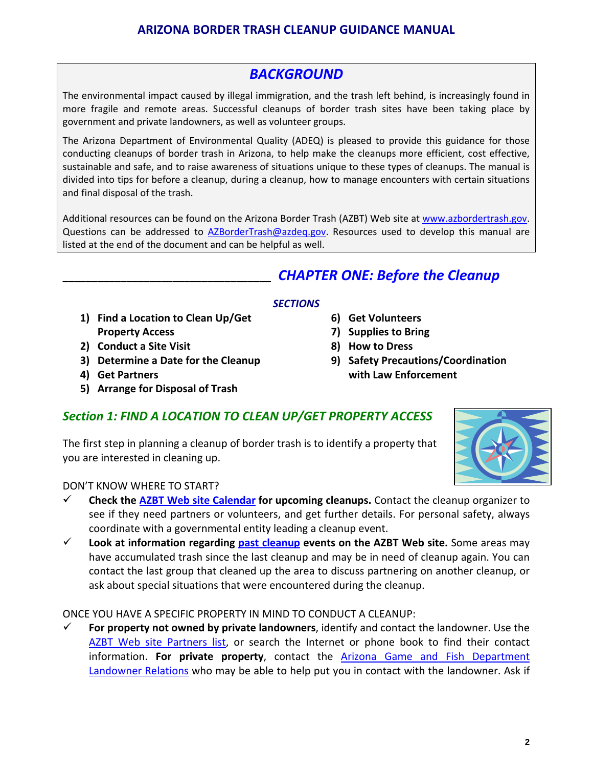## BACKGROUND

The environmental impact caused by illegal immigration, and the trash left behind, is increasingly found in more fragile and remote areas. Successful cleanups of border trash sites have been taking place by government and private landowners, as well as volunteer groups.

The Arizona Department of Environmental Quality (ADEQ) is pleased to provide this guidance for those conducting cleanups of border trash in Arizona, to help make the cleanups more efficient, cost effective, sustainable and safe, and to raise awareness of situations unique to these types of cleanups. The manual is divided into tips for before a cleanup, during a cleanup, how to manage encounters with certain situations and final disposal of the trash.

Additional resources can be found on the Arizona Border Trash (AZBT) Web site at [www.azbordertrash.gov](www.azbordertrash.gov). Questions can be addressed to [AZBorderTrash@azdeq.gov](mailto:AZBorderTrash@azdeq.gov). Resources used to develop this manual are listed at the end of the document and can be helpful as well.

# CHAPTER ONE: Before the Cleanup

### SECTIONS

1) **Find a Location to Clean Up/Get Property Access**
2) **Conduct a Site Visit**
3) **Determine a Date for the Cleanup**
4) **Get Partners**
5) **Arrange for Disposal of Trash**
6) **Get Volunteers**
7) **Supplies to Bring**
8) **How to Dress**
9) **Safety Precautions/Coordination with Law Enforcement**

## Section 1: FIND A LOCATION TO CLEAN UP/GET PROPERTY ACCESS

The first step in planning a cleanup of border trash is to identify a property that you are interested in cleaning up.

DON'T KNOW WHERE TO START?

- ✓ **Check the AZBT Web site Calendar for upcoming cleanups.** Contact the cleanup organizer to see if they need partners or volunteers, and get further details. For personal safety, always coordinate with a governmental entity leading a cleanup event.
- ✓ **Look at information regarding past cleanup events on the AZBT Web site.** Some areas may have accumulated trash since the last cleanup and may be in need of cleanup again. You can contact the last group that cleaned up the area to discuss partnering on another cleanup, or ask about special situations that were encountered during the cleanup.

ONCE YOU HAVE A SPECIFIC PROPERTY IN MIND TO CONDUCT A CLEANUP:

- ✓ **For property not owned by private landowners**, identify and contact the landowner. Use the AZBT Web site Partners list, or search the Internet or phone book to find their contact information. **For private property**, contact the Arizona Game and Fish Department Landowner Relations who may be able to help put you in contact with the landowner. Ask if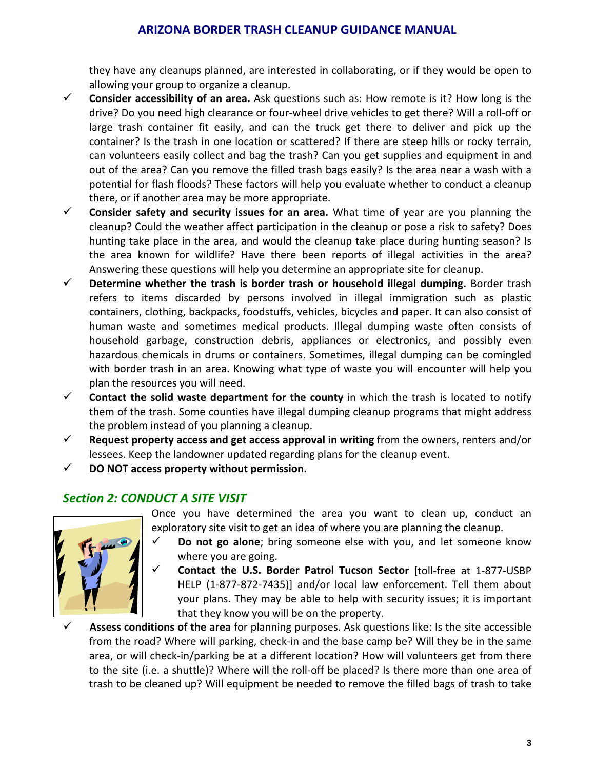they have any cleanups planned, are interested in collaborating, or if they would be open to allowing your group to organize a cleanup.

- ✓ **Consider accessibility of an area.** Ask questions such as: How remote is it? How long is the drive? Do you need high clearance or four-wheel drive vehicles to get there? Will a roll-off or large trash container fit easily, and can the truck get there to deliver and pick up the container? Is the trash in one location or scattered? If there are steep hills or rocky terrain, can volunteers easily collect and bag the trash? Can you get supplies and equipment in and out of the area? Can you remove the filled trash bags easily? Is the area near a wash with a potential for flash floods? These factors will help you evaluate whether to conduct a cleanup there, or if another area may be more appropriate.
- ✓ **Consider safety and security issues for an area.** What time of year are you planning the cleanup? Could the weather affect participation in the cleanup or pose a risk to safety? Does hunting take place in the area, and would the cleanup take place during hunting season? Is the area known for wildlife? Have there been reports of illegal activities in the area? Answering these questions will help you determine an appropriate site for cleanup.
- ✓ **Determine whether the trash is border trash or household illegal dumping.** Border trash refers to items discarded by persons involved in illegal immigration such as plastic containers, clothing, backpacks, foodstuffs, vehicles, bicycles and paper. It can also consist of human waste and sometimes medical products. Illegal dumping waste often consists of household garbage, construction debris, appliances or electronics, and possibly even hazardous chemicals in drums or containers. Sometimes, illegal dumping can be comingled with border trash in an area. Knowing what type of waste you will encounter will help you plan the resources you will need.
- ✓ **Contact the solid waste department for the county** in which the trash is located to notify them of the trash. Some counties have illegal dumping cleanup programs that might address the problem instead of you planning a cleanup.
- ✓ **Request property access and get access approval in writing** from the owners, renters and/or lessees. Keep the landowner updated regarding plans for the cleanup event.
- ✓ **DO NOT access property without permission.**

## *Section 2: CONDUCT A SITE VISIT*

Once you have determined the area you want to clean up, conduct an exploratory site visit to get an idea of where you are planning the cleanup.

- ✓ **Do not go alone**; bring someone else with you, and let someone know where you are going.
- ✓ **Contact the U.S. Border Patrol Tucson Sector** [toll-free at 1-877-USBP HELP (1-877-872-7435)] and/or local law enforcement. Tell them about your plans. They may be able to help with security issues; it is important that they know you will be on the property.
- ✓ **Assess conditions of the area** for planning purposes. Ask questions like: Is the site accessible from the road? Where will parking, check-in and the base camp be? Will they be in the same area, or will check-in/parking be at a different location? How will volunteers get from there to the site (i.e. a shuttle)? Where will the roll-off be placed? Is there more than one area of trash to be cleaned up? Will equipment be needed to remove the filled bags of trash to take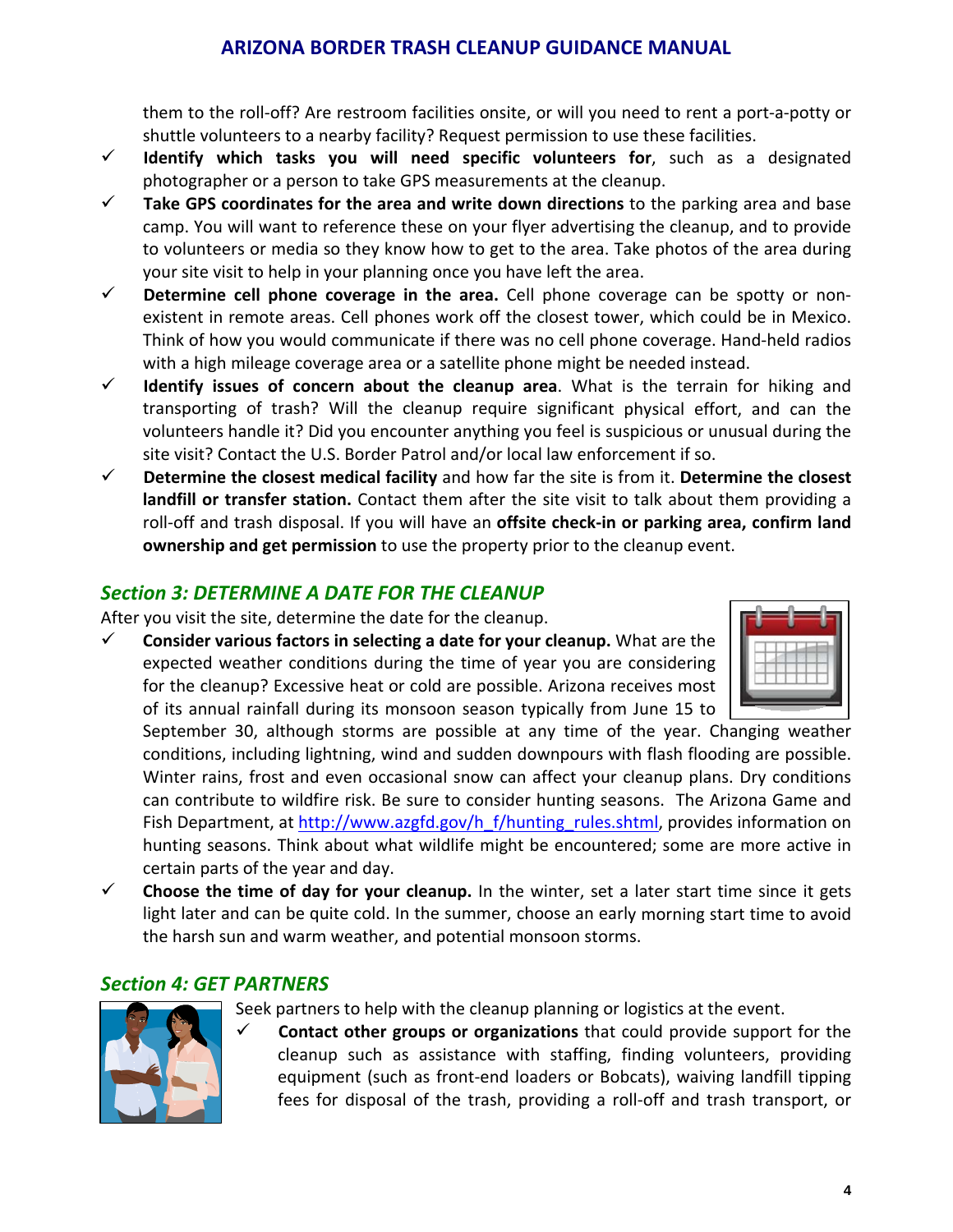them to the roll-off? Are restroom facilities onsite, or will you need to rent a port-a-potty or shuttle volunteers to a nearby facility? Request permission to use these facilities.

- ✓ **Identify which tasks you will need specific volunteers for**, such as a designated photographer or a person to take GPS measurements at the cleanup.
- ✓ **Take GPS coordinates for the area and write down directions** to the parking area and base camp. You will want to reference these on your flyer advertising the cleanup, and to provide to volunteers or media so they know how to get to the area. Take photos of the area during your site visit to help in your planning once you have left the area.
- ✓ **Determine cell phone coverage in the area.** Cell phone coverage can be spotty or non-existent in remote areas. Cell phones work off the closest tower, which could be in Mexico. Think of how you would communicate if there was no cell phone coverage. Hand-held radios with a high mileage coverage area or a satellite phone might be needed instead.
- ✓ **Identify issues of concern about the cleanup area**. What is the terrain for hiking and transporting of trash? Will the cleanup require significant physical effort, and can the volunteers handle it? Did you encounter anything you feel is suspicious or unusual during the site visit? Contact the U.S. Border Patrol and/or local law enforcement if so.
- ✓ **Determine the closest medical facility** and how far the site is from it. **Determine the closest landfill or transfer station.** Contact them after the site visit to talk about them providing a roll-off and trash disposal. If you will have an **offsite check-in or parking area, confirm land ownership and get permission** to use the property prior to the cleanup event.

## *Section 3: DETERMINE A DATE FOR THE CLEANUP*

After you visit the site, determine the date for the cleanup.

- ✓ **Consider various factors in selecting a date for your cleanup.** What are the expected weather conditions during the time of year you are considering for the cleanup? Excessive heat or cold are possible. Arizona receives most of its annual rainfall during its monsoon season typically from June 15 to September 30, although storms are possible at any time of the year. Changing weather conditions, including lightning, wind and sudden downpours with flash flooding are possible. Winter rains, frost and even occasional snow can affect your cleanup plans. Dry conditions can contribute to wildfire risk. Be sure to consider hunting seasons. The Arizona Game and Fish Department, at http://www.azgfd.gov/h_f/hunting_rules.shtml, provides information on hunting seasons. Think about what wildlife might be encountered; some are more active in certain parts of the year and day.
- ✓ **Choose the time of day for your cleanup.** In the winter, set a later start time since it gets light later and can be quite cold. In the summer, choose an early morning start time to avoid the harsh sun and warm weather, and potential monsoon storms.

## *Section 4: GET PARTNERS*

Seek partners to help with the cleanup planning or logistics at the event.

- ✓ **Contact other groups or organizations** that could provide support for the cleanup such as assistance with staffing, finding volunteers, providing equipment (such as front-end loaders or Bobcats), waiving landfill tipping fees for disposal of the trash, providing a roll-off and trash transport, or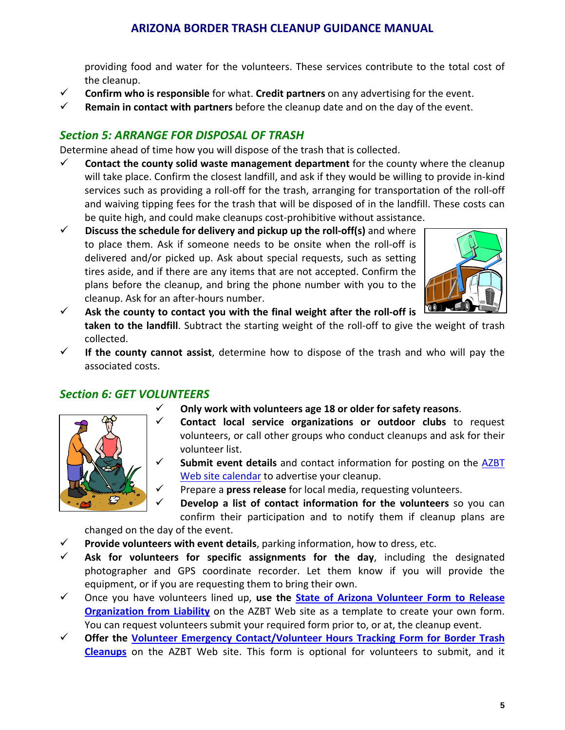providing food and water for the volunteers. These services contribute to the total cost of the cleanup.

- ✓ **Confirm who is responsible** for what. **Credit partners** on any advertising for the event.
- ✓ **Remain in contact with partners** before the cleanup date and on the day of the event.

## *Section 5: ARRANGE FOR DISPOSAL OF TRASH*

Determine ahead of time how you will dispose of the trash that is collected.

- ✓ **Contact the county solid waste management department** for the county where the cleanup will take place. Confirm the closest landfill, and ask if they would be willing to provide in-kind services such as providing a roll-off for the trash, arranging for transportation of the roll-off and waiving tipping fees for the trash that will be disposed of in the landfill. These costs can be quite high, and could make cleanups cost-prohibitive without assistance.
- ✓ **Discuss the schedule for delivery and pickup up the roll-off(s)** and where to place them. Ask if someone needs to be onsite when the roll-off is delivered and/or picked up. Ask about special requests, such as setting tires aside, and if there are any items that are not accepted. Confirm the plans before the cleanup, and bring the phone number with you to the cleanup. Ask for an after-hours number.
- ✓ **Ask the county to contact you with the final weight after the roll-off is taken to the landfill**. Subtract the starting weight of the roll-off to give the weight of trash collected.
- ✓ **If the county cannot assist**, determine how to dispose of the trash and who will pay the associated costs.

## *Section 6: GET VOLUNTEERS*

- ✓ **Only work with volunteers age 18 or older for safety reasons**.
- ✓ **Contact local service organizations or outdoor clubs** to request volunteers, or call other groups who conduct cleanups and ask for their volunteer list.
- ✓ **Submit event details** and contact information for posting on the AZBT Web site calendar to advertise your cleanup.
- ✓ Prepare a **press release** for local media, requesting volunteers.
- ✓ **Develop a list of contact information for the volunteers** so you can confirm their participation and to notify them if cleanup plans are changed on the day of the event.
- ✓ **Provide volunteers with event details**, parking information, how to dress, etc.
- ✓ **Ask for volunteers for specific assignments for the day**, including the designated photographer and GPS coordinate recorder. Let them know if you will provide the equipment, or if you are requesting them to bring their own.
- ✓ Once you have volunteers lined up, **use the State of Arizona Volunteer Form to Release Organization from Liability** on the AZBT Web site as a template to create your own form. You can request volunteers submit your required form prior to, or at, the cleanup event.
- ✓ **Offer the Volunteer Emergency Contact/Volunteer Hours Tracking Form for Border Trash Cleanups** on the AZBT Web site. This form is optional for volunteers to submit, and it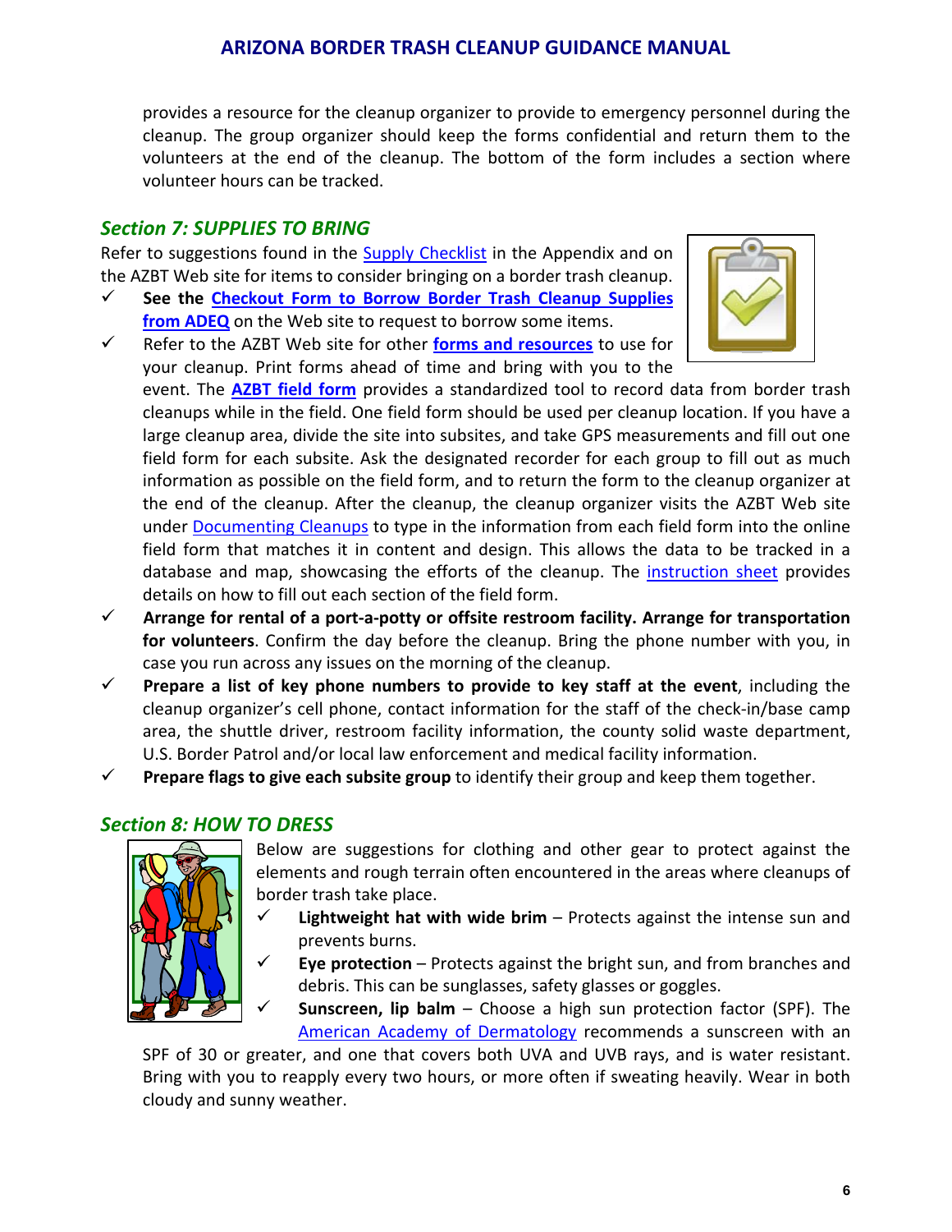provides a resource for the cleanup organizer to provide to emergency personnel during the cleanup. The group organizer should keep the forms confidential and return them to the volunteers at the end of the cleanup. The bottom of the form includes a section where volunteer hours can be tracked.

## *Section 7: SUPPLIES TO BRING*

Refer to suggestions found in the Supply Checklist in the Appendix and on the AZBT Web site for items to consider bringing on a border trash cleanup.

- ✓ **See the Checkout Form to Borrow Border Trash Cleanup Supplies from ADEQ** on the Web site to request to borrow some items.
- ✓ Refer to the AZBT Web site for other **forms and resources** to use for your cleanup. Print forms ahead of time and bring with you to the event. The **AZBT field form** provides a standardized tool to record data from border trash cleanups while in the field. One field form should be used per cleanup location. If you have a large cleanup area, divide the site into subsites, and take GPS measurements and fill out one field form for each subsite. Ask the designated recorder for each group to fill out as much information as possible on the field form, and to return the form to the cleanup organizer at the end of the cleanup. After the cleanup, the cleanup organizer visits the AZBT Web site under Documenting Cleanups to type in the information from each field form into the online field form that matches it in content and design. This allows the data to be tracked in a database and map, showcasing the efforts of the cleanup. The instruction sheet provides details on how to fill out each section of the field form.
- ✓ **Arrange for rental of a port-a-potty or offsite restroom facility. Arrange for transportation for volunteers**. Confirm the day before the cleanup. Bring the phone number with you, in case you run across any issues on the morning of the cleanup.
- ✓ **Prepare a list of key phone numbers to provide to key staff at the event**, including the cleanup organizer's cell phone, contact information for the staff of the check-in/base camp area, the shuttle driver, restroom facility information, the county solid waste department, U.S. Border Patrol and/or local law enforcement and medical facility information.
- ✓ **Prepare flags to give each subsite group** to identify their group and keep them together.

## *Section 8: HOW TO DRESS*

Below are suggestions for clothing and other gear to protect against the elements and rough terrain often encountered in the areas where cleanups of border trash take place.

- ✓ **Lightweight hat with wide brim** – Protects against the intense sun and prevents burns.
- ✓ **Eye protection** – Protects against the bright sun, and from branches and debris. This can be sunglasses, safety glasses or goggles.
- ✓ **Sunscreen, lip balm** – Choose a high sun protection factor (SPF). The American Academy of Dermatology recommends a sunscreen with an SPF of 30 or greater, and one that covers both UVA and UVB rays, and is water resistant. Bring with you to reapply every two hours, or more often if sweating heavily. Wear in both cloudy and sunny weather.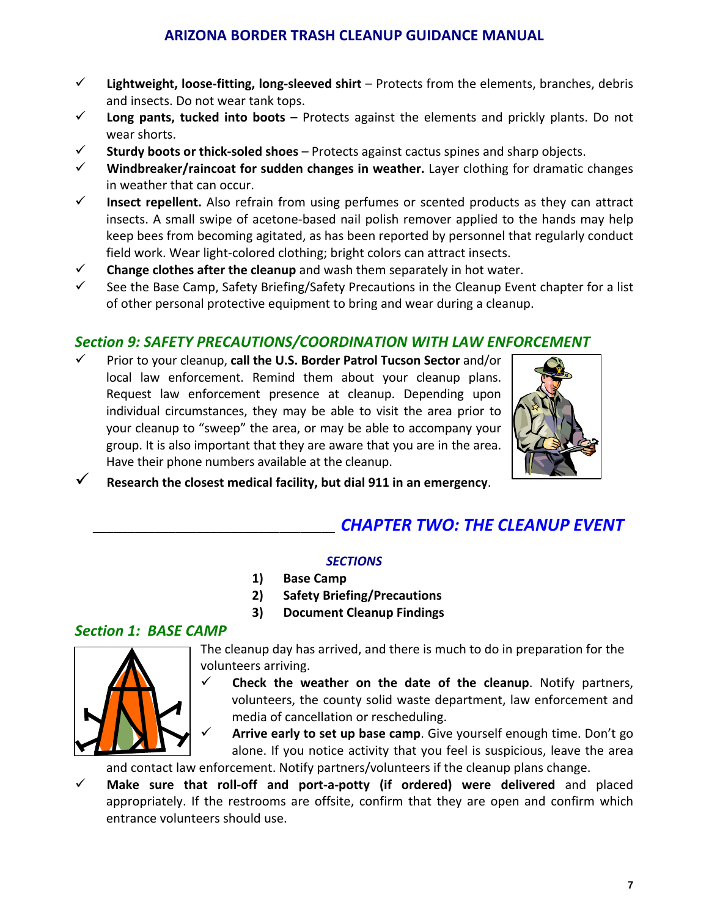- ✓ **Lightweight, loose-fitting, long-sleeved shirt** – Protects from the elements, branches, debris and insects. Do not wear tank tops.
- ✓ **Long pants, tucked into boots** – Protects against the elements and prickly plants. Do not wear shorts.
- ✓ **Sturdy boots or thick-soled shoes** – Protects against cactus spines and sharp objects.
- ✓ **Windbreaker/raincoat for sudden changes in weather.** Layer clothing for dramatic changes in weather that can occur.
- ✓ **Insect repellent.** Also refrain from using perfumes or scented products as they can attract insects. A small swipe of acetone-based nail polish remover applied to the hands may help keep bees from becoming agitated, as has been reported by personnel that regularly conduct field work. Wear light-colored clothing; bright colors can attract insects.
- ✓ **Change clothes after the cleanup** and wash them separately in hot water.
- ✓ See the Base Camp, Safety Briefing/Safety Precautions in the Cleanup Event chapter for a list of other personal protective equipment to bring and wear during a cleanup.

### *Section 9: SAFETY PRECAUTIONS/COORDINATION WITH LAW ENFORCEMENT*

- ✓ Prior to your cleanup, **call the U.S. Border Patrol Tucson Sector** and/or local law enforcement. Remind them about your cleanup plans. Request law enforcement presence at cleanup. Depending upon individual circumstances, they may be able to visit the area prior to your cleanup to "sweep" the area, or may be able to accompany your group. It is also important that they are aware that you are in the area. Have their phone numbers available at the cleanup.
- ✓ **Research the closest medical facility, but dial 911 in an emergency**.

## *CHAPTER TWO: THE CLEANUP EVENT*

***SECTIONS***

1) **Base Camp**
2) **Safety Briefing/Precautions**
3) **Document Cleanup Findings**

### *Section 1: BASE CAMP*

The cleanup day has arrived, and there is much to do in preparation for the volunteers arriving.

- ✓ **Check the weather on the date of the cleanup**. Notify partners, volunteers, the county solid waste department, law enforcement and media of cancellation or rescheduling.
- ✓ **Arrive early to set up base camp**. Give yourself enough time. Don't go alone. If you notice activity that you feel is suspicious, leave the area and contact law enforcement. Notify partners/volunteers if the cleanup plans change.
- ✓ **Make sure that roll-off and port-a-potty (if ordered) were delivered** and placed appropriately. If the restrooms are offsite, confirm that they are open and confirm which entrance volunteers should use.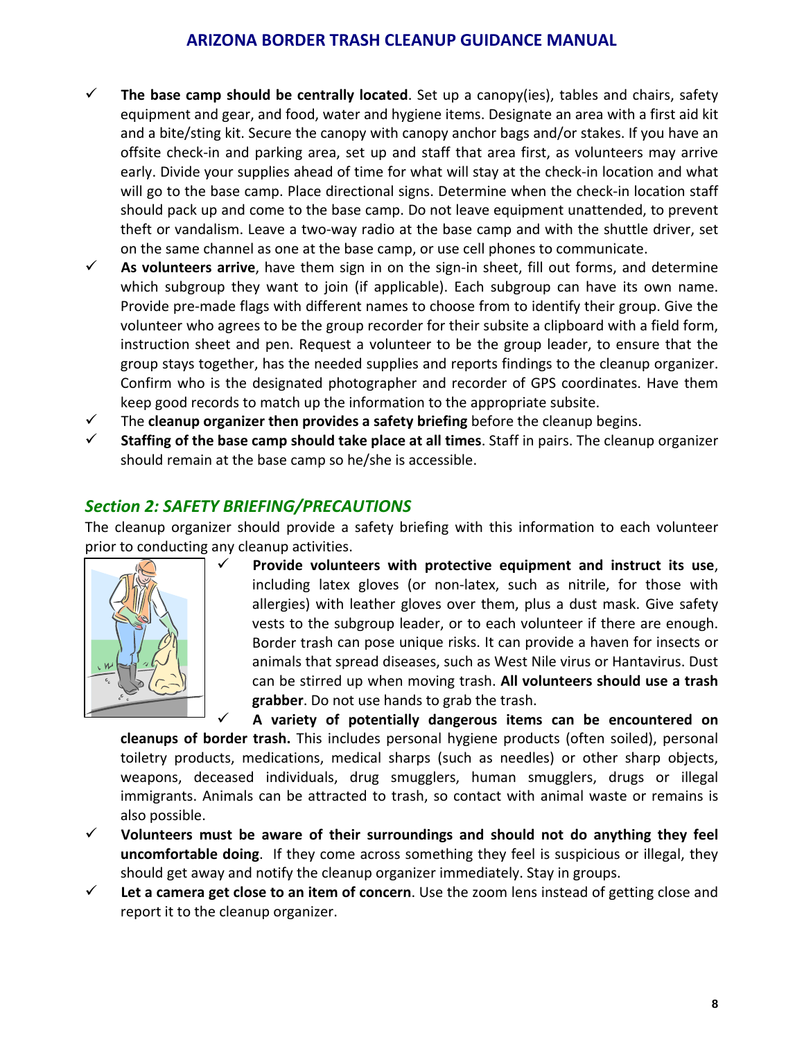- ✓ **The base camp should be centrally located**. Set up a canopy(ies), tables and chairs, safety equipment and gear, and food, water and hygiene items. Designate an area with a first aid kit and a bite/sting kit. Secure the canopy with canopy anchor bags and/or stakes. If you have an offsite check-in and parking area, set up and staff that area first, as volunteers may arrive early. Divide your supplies ahead of time for what will stay at the check-in location and what will go to the base camp. Place directional signs. Determine when the check-in location staff should pack up and come to the base camp. Do not leave equipment unattended, to prevent theft or vandalism. Leave a two-way radio at the base camp and with the shuttle driver, set on the same channel as one at the base camp, or use cell phones to communicate.
- ✓ **As volunteers arrive**, have them sign in on the sign-in sheet, fill out forms, and determine which subgroup they want to join (if applicable). Each subgroup can have its own name. Provide pre-made flags with different names to choose from to identify their group. Give the volunteer who agrees to be the group recorder for their subsite a clipboard with a field form, instruction sheet and pen. Request a volunteer to be the group leader, to ensure that the group stays together, has the needed supplies and reports findings to the cleanup organizer. Confirm who is the designated photographer and recorder of GPS coordinates. Have them keep good records to match up the information to the appropriate subsite.
- ✓ The **cleanup organizer then provides a safety briefing** before the cleanup begins.
- ✓ **Staffing of the base camp should take place at all times**. Staff in pairs. The cleanup organizer should remain at the base camp so he/she is accessible.

## *Section 2: SAFETY BRIEFING/PRECAUTIONS*

The cleanup organizer should provide a safety briefing with this information to each volunteer prior to conducting any cleanup activities.

- ✓ **Provide volunteers with protective equipment and instruct its use**, including latex gloves (or non-latex, such as nitrile, for those with allergies) with leather gloves over them, plus a dust mask. Give safety vests to the subgroup leader, or to each volunteer if there are enough. Border trash can pose unique risks. It can provide a haven for insects or animals that spread diseases, such as West Nile virus or Hantavirus. Dust can be stirred up when moving trash. **All volunteers should use a trash grabber**. Do not use hands to grab the trash.
- ✓ **A variety of potentially dangerous items can be encountered on cleanups of border trash.** This includes personal hygiene products (often soiled), personal toiletry products, medications, medical sharps (such as needles) or other sharp objects, weapons, deceased individuals, drug smugglers, human smugglers, drugs or illegal immigrants. Animals can be attracted to trash, so contact with animal waste or remains is also possible.
- ✓ **Volunteers must be aware of their surroundings and should not do anything they feel uncomfortable doing**. If they come across something they feel is suspicious or illegal, they should get away and notify the cleanup organizer immediately. Stay in groups.
- ✓ **Let a camera get close to an item of concern**. Use the zoom lens instead of getting close and report it to the cleanup organizer.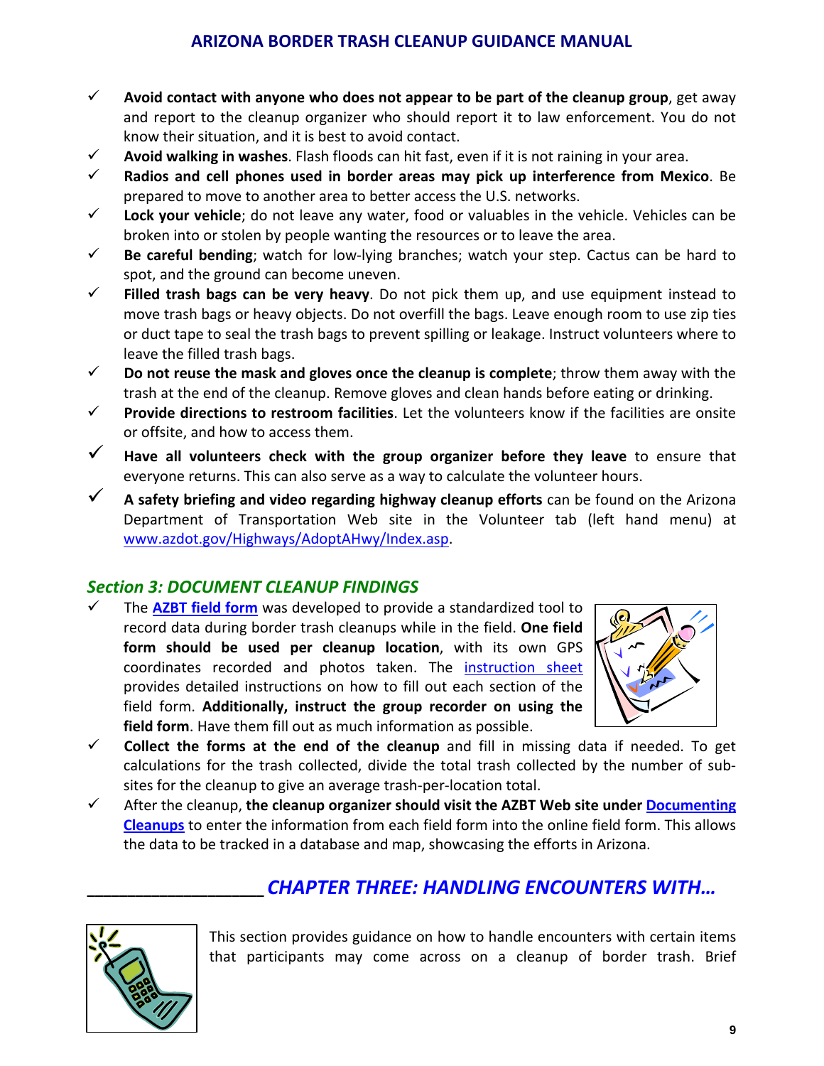- ✓ **Avoid contact with anyone who does not appear to be part of the cleanup group**, get away and report to the cleanup organizer who should report it to law enforcement. You do not know their situation, and it is best to avoid contact.
- ✓ **Avoid walking in washes**. Flash floods can hit fast, even if it is not raining in your area.
- ✓ **Radios and cell phones used in border areas may pick up interference from Mexico**. Be prepared to move to another area to better access the U.S. networks.
- ✓ **Lock your vehicle**; do not leave any water, food or valuables in the vehicle. Vehicles can be broken into or stolen by people wanting the resources or to leave the area.
- ✓ **Be careful bending**; watch for low-lying branches; watch your step. Cactus can be hard to spot, and the ground can become uneven.
- ✓ **Filled trash bags can be very heavy**. Do not pick them up, and use equipment instead to move trash bags or heavy objects. Do not overfill the bags. Leave enough room to use zip ties or duct tape to seal the trash bags to prevent spilling or leakage. Instruct volunteers where to leave the filled trash bags.
- ✓ **Do not reuse the mask and gloves once the cleanup is complete**; throw them away with the trash at the end of the cleanup. Remove gloves and clean hands before eating or drinking.
- ✓ **Provide directions to restroom facilities**. Let the volunteers know if the facilities are onsite or offsite, and how to access them.
- ✓ **Have all volunteers check with the group organizer before they leave** to ensure that everyone returns. This can also serve as a way to calculate the volunteer hours.
- ✓ **A safety briefing and video regarding highway cleanup efforts** can be found on the Arizona Department of Transportation Web site in the Volunteer tab (left hand menu) at www.azdot.gov/Highways/AdoptAHwy/Index.asp.

## *Section 3: DOCUMENT CLEANUP FINDINGS*

- ✓ The **AZBT field form** was developed to provide a standardized tool to record data during border trash cleanups while in the field. **One field form should be used per cleanup location**, with its own GPS coordinates recorded and photos taken. The instruction sheet provides detailed instructions on how to fill out each section of the field form. **Additionally, instruct the group recorder on using the field form**. Have them fill out as much information as possible.
- ✓ **Collect the forms at the end of the cleanup** and fill in missing data if needed. To get calculations for the trash collected, divide the total trash collected by the number of sub-sites for the cleanup to give an average trash-per-location total.
- ✓ After the cleanup, **the cleanup organizer should visit the AZBT Web site under Documenting Cleanups** to enter the information from each field form into the online field form. This allows the data to be tracked in a database and map, showcasing the efforts in Arizona.

# *CHAPTER THREE: HANDLING ENCOUNTERS WITH…*

This section provides guidance on how to handle encounters with certain items that participants may come across on a cleanup of border trash. Brief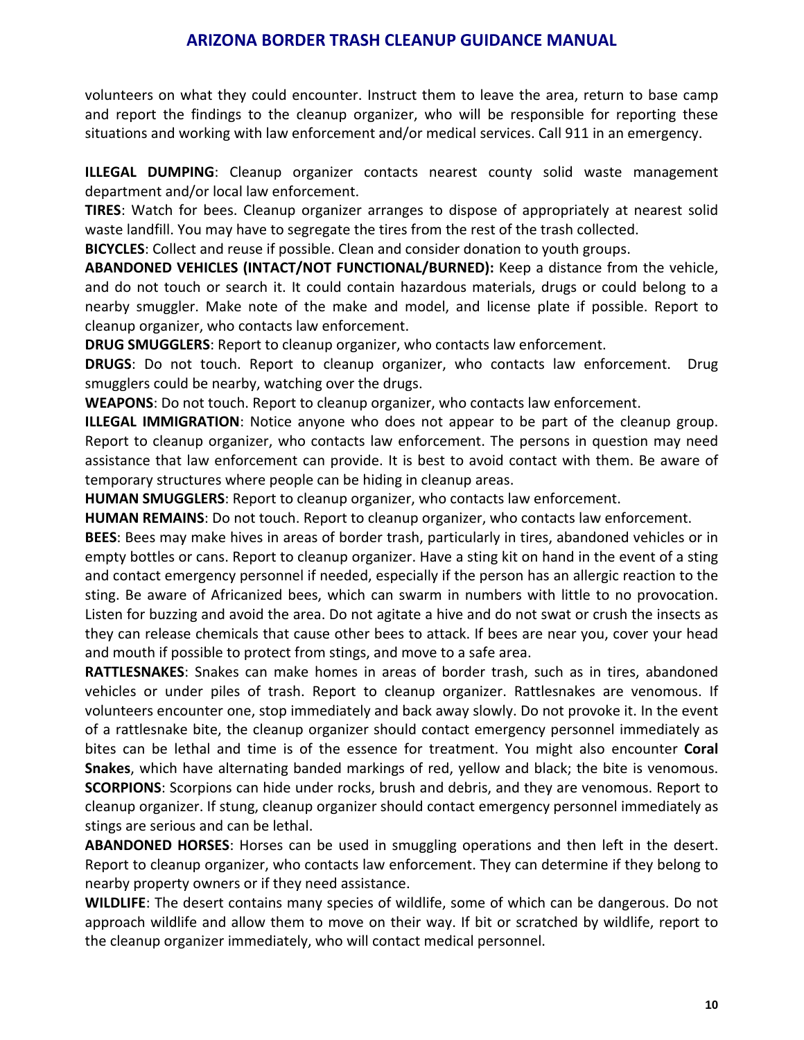volunteers on what they could encounter. Instruct them to leave the area, return to base camp and report the findings to the cleanup organizer, who will be responsible for reporting these situations and working with law enforcement and/or medical services. Call 911 in an emergency.

**ILLEGAL DUMPING**: Cleanup organizer contacts nearest county solid waste management department and/or local law enforcement.

**TIRES**: Watch for bees. Cleanup organizer arranges to dispose of appropriately at nearest solid waste landfill. You may have to segregate the tires from the rest of the trash collected.

**BICYCLES**: Collect and reuse if possible. Clean and consider donation to youth groups.

**ABANDONED VEHICLES (INTACT/NOT FUNCTIONAL/BURNED):** Keep a distance from the vehicle, and do not touch or search it. It could contain hazardous materials, drugs or could belong to a nearby smuggler. Make note of the make and model, and license plate if possible. Report to cleanup organizer, who contacts law enforcement.

**DRUG SMUGGLERS**: Report to cleanup organizer, who contacts law enforcement.

**DRUGS**: Do not touch. Report to cleanup organizer, who contacts law enforcement. Drug smugglers could be nearby, watching over the drugs.

**WEAPONS**: Do not touch. Report to cleanup organizer, who contacts law enforcement.

**ILLEGAL IMMIGRATION**: Notice anyone who does not appear to be part of the cleanup group. Report to cleanup organizer, who contacts law enforcement. The persons in question may need assistance that law enforcement can provide. It is best to avoid contact with them. Be aware of temporary structures where people can be hiding in cleanup areas.

**HUMAN SMUGGLERS**: Report to cleanup organizer, who contacts law enforcement.

**HUMAN REMAINS**: Do not touch. Report to cleanup organizer, who contacts law enforcement.

**BEES**: Bees may make hives in areas of border trash, particularly in tires, abandoned vehicles or in empty bottles or cans. Report to cleanup organizer. Have a sting kit on hand in the event of a sting and contact emergency personnel if needed, especially if the person has an allergic reaction to the sting. Be aware of Africanized bees, which can swarm in numbers with little to no provocation. Listen for buzzing and avoid the area. Do not agitate a hive and do not swat or crush the insects as they can release chemicals that cause other bees to attack. If bees are near you, cover your head and mouth if possible to protect from stings, and move to a safe area.

**RATTLESNAKES**: Snakes can make homes in areas of border trash, such as in tires, abandoned vehicles or under piles of trash. Report to cleanup organizer. Rattlesnakes are venomous. If volunteers encounter one, stop immediately and back away slowly. Do not provoke it. In the event of a rattlesnake bite, the cleanup organizer should contact emergency personnel immediately as bites can be lethal and time is of the essence for treatment. You might also encounter **Coral Snakes**, which have alternating banded markings of red, yellow and black; the bite is venomous.

**SCORPIONS**: Scorpions can hide under rocks, brush and debris, and they are venomous. Report to cleanup organizer. If stung, cleanup organizer should contact emergency personnel immediately as stings are serious and can be lethal.

**ABANDONED HORSES**: Horses can be used in smuggling operations and then left in the desert. Report to cleanup organizer, who contacts law enforcement. They can determine if they belong to nearby property owners or if they need assistance.

**WILDLIFE**: The desert contains many species of wildlife, some of which can be dangerous. Do not approach wildlife and allow them to move on their way. If bit or scratched by wildlife, report to the cleanup organizer immediately, who will contact medical personnel.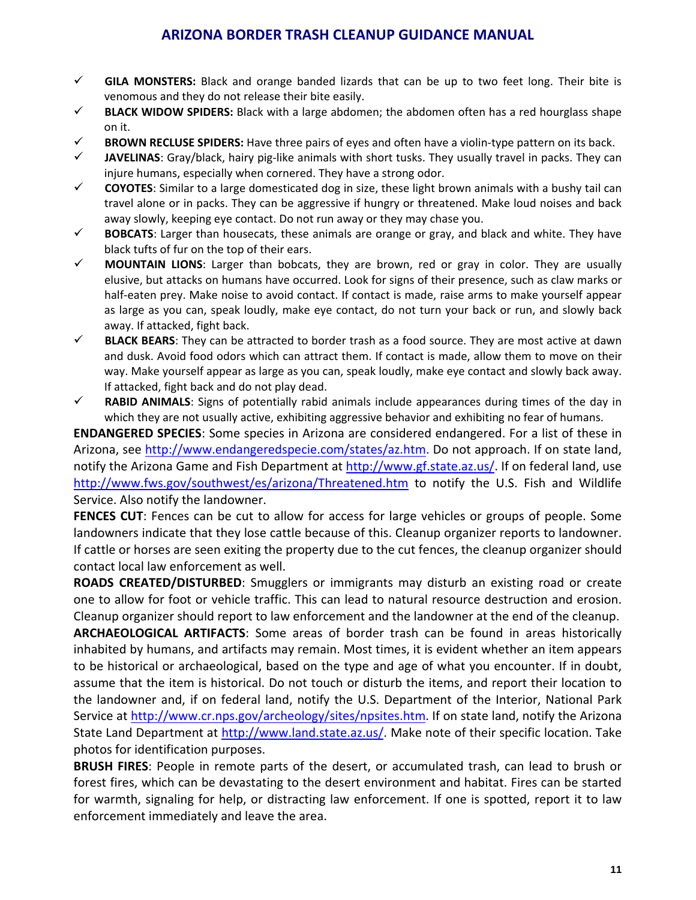- ✓ **GILA MONSTERS:** Black and orange banded lizards that can be up to two feet long. Their bite is venomous and they do not release their bite easily.
- ✓ **BLACK WIDOW SPIDERS:** Black with a large abdomen; the abdomen often has a red hourglass shape on it.
- ✓ **BROWN RECLUSE SPIDERS:** Have three pairs of eyes and often have a violin-type pattern on its back.
- ✓ **JAVELINAS**: Gray/black, hairy pig-like animals with short tusks. They usually travel in packs. They can injure humans, especially when cornered. They have a strong odor.
- ✓ **COYOTES**: Similar to a large domesticated dog in size, these light brown animals with a bushy tail can travel alone or in packs. They can be aggressive if hungry or threatened. Make loud noises and back away slowly, keeping eye contact. Do not run away or they may chase you.
- ✓ **BOBCATS**: Larger than housecats, these animals are orange or gray, and black and white. They have black tufts of fur on the top of their ears.
- ✓ **MOUNTAIN LIONS**: Larger than bobcats, they are brown, red or gray in color. They are usually elusive, but attacks on humans have occurred. Look for signs of their presence, such as claw marks or half-eaten prey. Make noise to avoid contact. If contact is made, raise arms to make yourself appear as large as you can, speak loudly, make eye contact, do not turn your back or run, and slowly back away. If attacked, fight back.
- ✓ **BLACK BEARS**: They can be attracted to border trash as a food source. They are most active at dawn and dusk. Avoid food odors which can attract them. If contact is made, allow them to move on their way. Make yourself appear as large as you can, speak loudly, make eye contact and slowly back away. If attacked, fight back and do not play dead.
- ✓ **RABID ANIMALS**: Signs of potentially rabid animals include appearances during times of the day in which they are not usually active, exhibiting aggressive behavior and exhibiting no fear of humans.

**ENDANGERED SPECIES**: Some species in Arizona are considered endangered. For a list of these in Arizona, see http://www.endangeredspecie.com/states/az.htm. Do not approach. If on state land, notify the Arizona Game and Fish Department at http://www.gf.state.az.us/. If on federal land, use http://www.fws.gov/southwest/es/arizona/Threatened.htm to notify the U.S. Fish and Wildlife Service. Also notify the landowner.

**FENCES CUT**: Fences can be cut to allow for access for large vehicles or groups of people. Some landowners indicate that they lose cattle because of this. Cleanup organizer reports to landowner. If cattle or horses are seen exiting the property due to the cut fences, the cleanup organizer should contact local law enforcement as well.

**ROADS CREATED/DISTURBED**: Smugglers or immigrants may disturb an existing road or create one to allow for foot or vehicle traffic. This can lead to natural resource destruction and erosion. Cleanup organizer should report to law enforcement and the landowner at the end of the cleanup.

**ARCHAEOLOGICAL ARTIFACTS**: Some areas of border trash can be found in areas historically inhabited by humans, and artifacts may remain. Most times, it is evident whether an item appears to be historical or archaeological, based on the type and age of what you encounter. If in doubt, assume that the item is historical. Do not touch or disturb the items, and report their location to the landowner and, if on federal land, notify the U.S. Department of the Interior, National Park Service at http://www.cr.nps.gov/archeology/sites/npsites.htm. If on state land, notify the Arizona State Land Department at http://www.land.state.az.us/. Make note of their specific location. Take photos for identification purposes.

**BRUSH FIRES**: People in remote parts of the desert, or accumulated trash, can lead to brush or forest fires, which can be devastating to the desert environment and habitat. Fires can be started for warmth, signaling for help, or distracting law enforcement. If one is spotted, report it to law enforcement immediately and leave the area.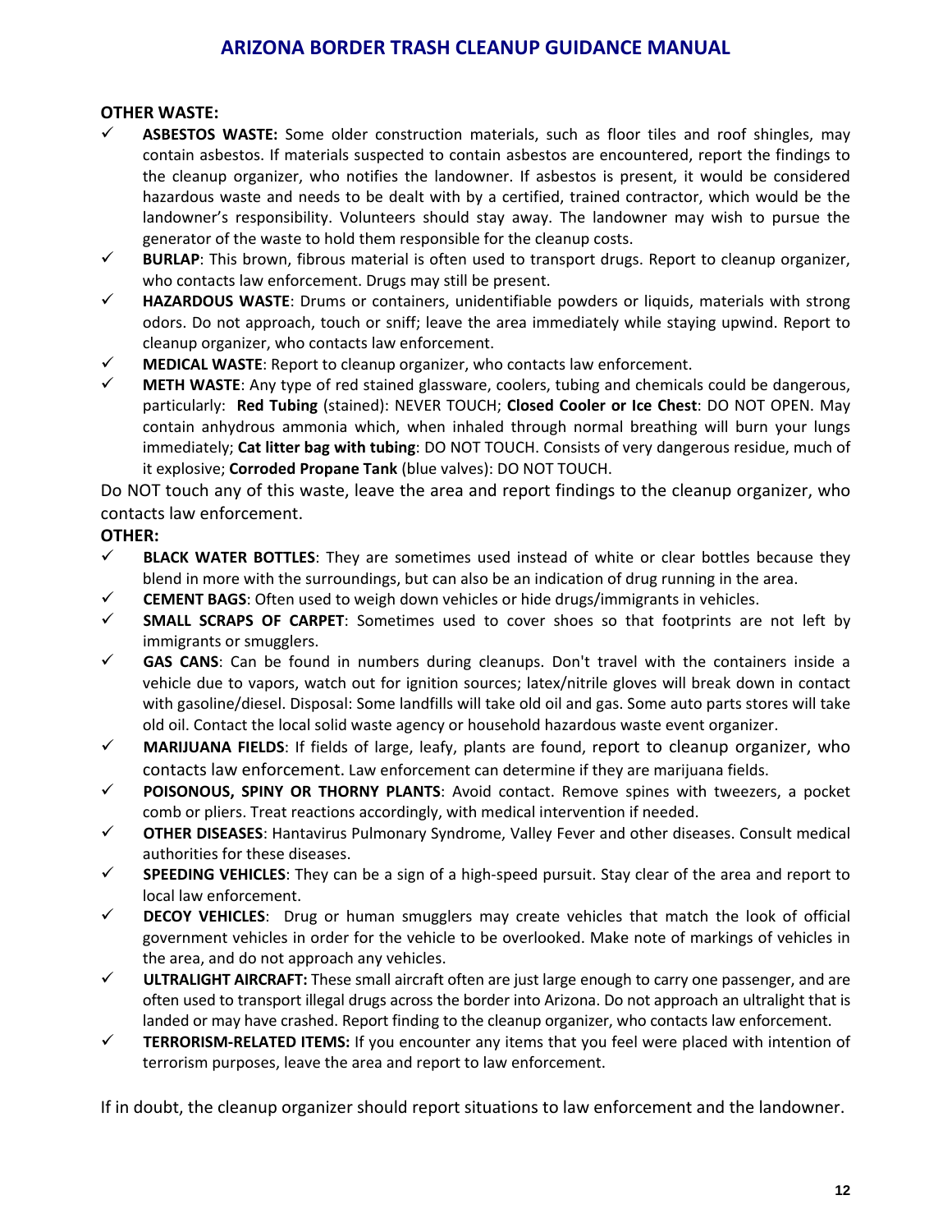**OTHER WASTE:**

- ✓ **ASBESTOS WASTE:** Some older construction materials, such as floor tiles and roof shingles, may contain asbestos. If materials suspected to contain asbestos are encountered, report the findings to the cleanup organizer, who notifies the landowner. If asbestos is present, it would be considered hazardous waste and needs to be dealt with by a certified, trained contractor, which would be the landowner's responsibility. Volunteers should stay away. The landowner may wish to pursue the generator of the waste to hold them responsible for the cleanup costs.
- ✓ **BURLAP**: This brown, fibrous material is often used to transport drugs. Report to cleanup organizer, who contacts law enforcement. Drugs may still be present.
- ✓ **HAZARDOUS WASTE**: Drums or containers, unidentifiable powders or liquids, materials with strong odors. Do not approach, touch or sniff; leave the area immediately while staying upwind. Report to cleanup organizer, who contacts law enforcement.
- ✓ **MEDICAL WASTE**: Report to cleanup organizer, who contacts law enforcement.
- ✓ **METH WASTE**: Any type of red stained glassware, coolers, tubing and chemicals could be dangerous, particularly: **Red Tubing** (stained): NEVER TOUCH; **Closed Cooler or Ice Chest**: DO NOT OPEN. May contain anhydrous ammonia which, when inhaled through normal breathing will burn your lungs immediately; **Cat litter bag with tubing**: DO NOT TOUCH. Consists of very dangerous residue, much of it explosive; **Corroded Propane Tank** (blue valves): DO NOT TOUCH.

Do NOT touch any of this waste, leave the area and report findings to the cleanup organizer, who contacts law enforcement.

**OTHER:**

- ✓ **BLACK WATER BOTTLES**: They are sometimes used instead of white or clear bottles because they blend in more with the surroundings, but can also be an indication of drug running in the area.
- ✓ **CEMENT BAGS**: Often used to weigh down vehicles or hide drugs/immigrants in vehicles.
- ✓ **SMALL SCRAPS OF CARPET**: Sometimes used to cover shoes so that footprints are not left by immigrants or smugglers.
- ✓ **GAS CANS**: Can be found in numbers during cleanups. Don't travel with the containers inside a vehicle due to vapors, watch out for ignition sources; latex/nitrile gloves will break down in contact with gasoline/diesel. Disposal: Some landfills will take old oil and gas. Some auto parts stores will take old oil. Contact the local solid waste agency or household hazardous waste event organizer.
- ✓ **MARIJUANA FIELDS**: If fields of large, leafy, plants are found, report to cleanup organizer, who contacts law enforcement. Law enforcement can determine if they are marijuana fields.
- ✓ **POISONOUS, SPINY OR THORNY PLANTS**: Avoid contact. Remove spines with tweezers, a pocket comb or pliers. Treat reactions accordingly, with medical intervention if needed.
- ✓ **OTHER DISEASES**: Hantavirus Pulmonary Syndrome, Valley Fever and other diseases. Consult medical authorities for these diseases.
- ✓ **SPEEDING VEHICLES**: They can be a sign of a high-speed pursuit. Stay clear of the area and report to local law enforcement.
- ✓ **DECOY VEHICLES**: Drug or human smugglers may create vehicles that match the look of official government vehicles in order for the vehicle to be overlooked. Make note of markings of vehicles in the area, and do not approach any vehicles.
- ✓ **ULTRALIGHT AIRCRAFT:** These small aircraft often are just large enough to carry one passenger, and are often used to transport illegal drugs across the border into Arizona. Do not approach an ultralight that is landed or may have crashed. Report finding to the cleanup organizer, who contacts law enforcement.
- ✓ **TERRORISM-RELATED ITEMS:** If you encounter any items that you feel were placed with intention of terrorism purposes, leave the area and report to law enforcement.

If in doubt, the cleanup organizer should report situations to law enforcement and the landowner.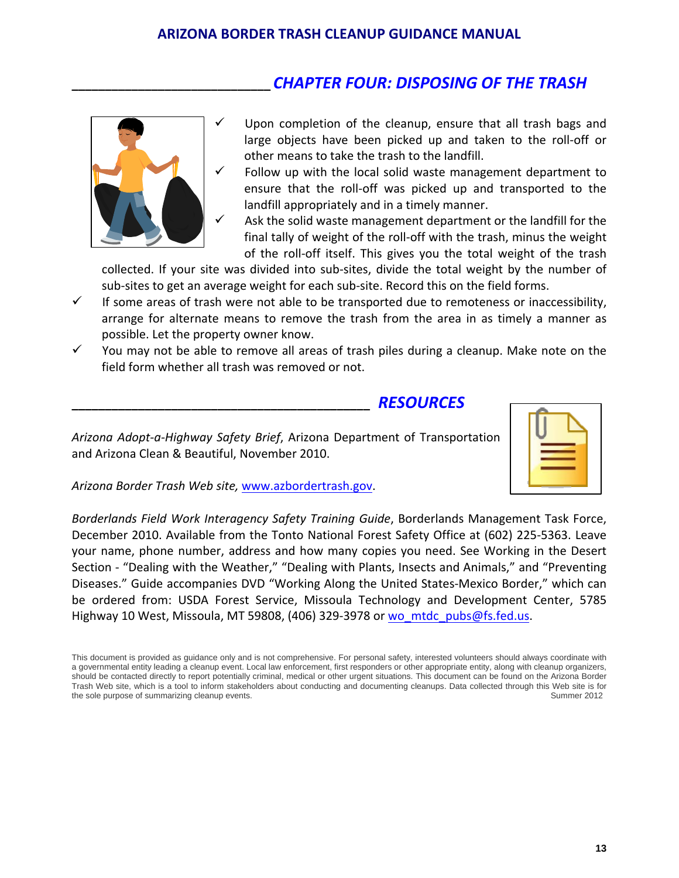## CHAPTER FOUR: DISPOSING OF THE TRASH

- ✓ Upon completion of the cleanup, ensure that all trash bags and large objects have been picked up and taken to the roll-off or other means to take the trash to the landfill.
- ✓ Follow up with the local solid waste management department to ensure that the roll-off was picked up and transported to the landfill appropriately and in a timely manner.
- ✓ Ask the solid waste management department or the landfill for the final tally of weight of the roll-off with the trash, minus the weight of the roll-off itself. This gives you the total weight of the trash collected. If your site was divided into sub-sites, divide the total weight by the number of sub-sites to get an average weight for each sub-site. Record this on the field forms.
- ✓ If some areas of trash were not able to be transported due to remoteness or inaccessibility, arrange for alternate means to remove the trash from the area in as timely a manner as possible. Let the property owner know.
- ✓ You may not be able to remove all areas of trash piles during a cleanup. Make note on the field form whether all trash was removed or not.

## RESOURCES

*Arizona Adopt-a-Highway Safety Brief*, Arizona Department of Transportation and Arizona Clean & Beautiful, November 2010.

*Arizona Border Trash Web site,* www.azbordertrash.gov.

*Borderlands Field Work Interagency Safety Training Guide*, Borderlands Management Task Force, December 2010. Available from the Tonto National Forest Safety Office at (602) 225-5363. Leave your name, phone number, address and how many copies you need. See Working in the Desert Section - "Dealing with the Weather," "Dealing with Plants, Insects and Animals," and "Preventing Diseases." Guide accompanies DVD "Working Along the United States-Mexico Border," which can be ordered from: USDA Forest Service, Missoula Technology and Development Center, 5785 Highway 10 West, Missoula, MT 59808, (406) 329-3978 or wo_mtdc_pubs@fs.fed.us.

This document is provided as guidance only and is not comprehensive. For personal safety, interested volunteers should always coordinate with a governmental entity leading a cleanup event. Local law enforcement, first responders or other appropriate entity, along with cleanup organizers, should be contacted directly to report potentially criminal, medical or other urgent situations. This document can be found on the Arizona Border Trash Web site, which is a tool to inform stakeholders about conducting and documenting cleanups. Data collected through this Web site is for the sole purpose of summarizing cleanup events. Summer 2012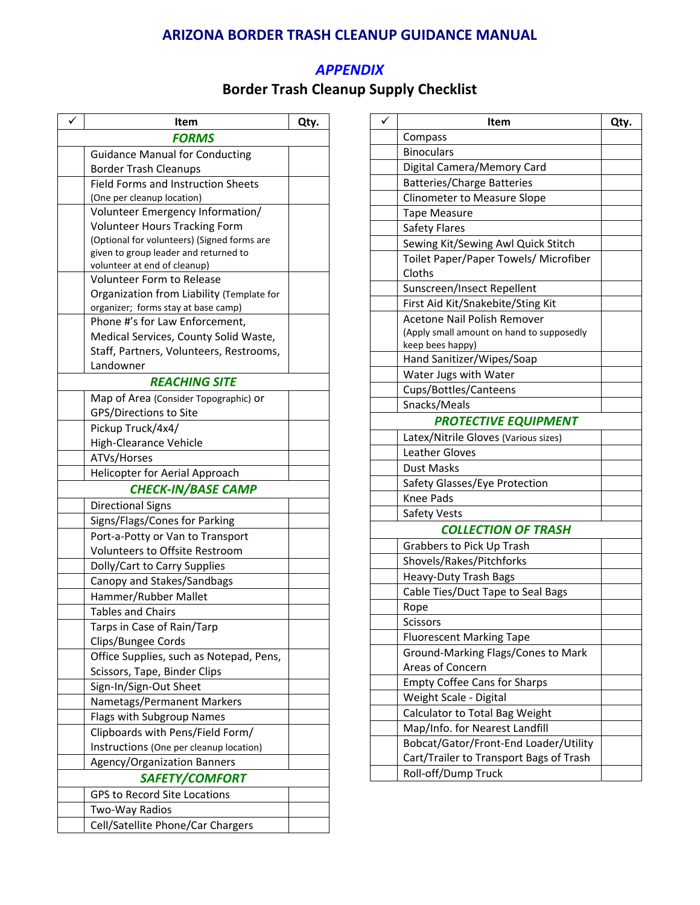# ARIZONA BORDER TRASH CLEANUP GUIDANCE MANUAL

## *APPENDIX*

## Border Trash Cleanup Supply Checklist

| ✓ | Item | Qty. |
|---|---|---|
| | ***FORMS*** | |
| | Guidance Manual for Conducting Border Trash Cleanups | |
| | Field Forms and Instruction Sheets (One per cleanup location) | |
| | Volunteer Emergency Information/ Volunteer Hours Tracking Form (Optional for volunteers) (Signed forms are given to group leader and returned to volunteer at end of cleanup) | |
| | Volunteer Form to Release Organization from Liability (Template for organizer; forms stay at base camp) | |
| | Phone #'s for Law Enforcement, Medical Services, County Solid Waste, Staff, Partners, Volunteers, Restrooms, Landowner | |
| | ***REACHING SITE*** | |
| | Map of Area (Consider Topographic) or GPS/Directions to Site | |
| | Pickup Truck/4x4/ High-Clearance Vehicle | |
| | ATVs/Horses | |
| | Helicopter for Aerial Approach | |
| | ***CHECK-IN/BASE CAMP*** | |
| | Directional Signs | |
| | Signs/Flags/Cones for Parking | |
| | Port-a-Potty or Van to Transport Volunteers to Offsite Restroom | |
| | Dolly/Cart to Carry Supplies | |
| | Canopy and Stakes/Sandbags | |
| | Hammer/Rubber Mallet | |
| | Tables and Chairs | |
| | Tarps in Case of Rain/Tarp Clips/Bungee Cords | |
| | Office Supplies, such as Notepad, Pens, Scissors, Tape, Binder Clips | |
| | Sign-In/Sign-Out Sheet | |
| | Nametags/Permanent Markers | |
| | Flags with Subgroup Names | |
| | Clipboards with Pens/Field Form/ Instructions (One per cleanup location) | |
| | Agency/Organization Banners | |
| | ***SAFETY/COMFORT*** | |
| | GPS to Record Site Locations | |
| | Two-Way Radios | |
| | Cell/Satellite Phone/Car Chargers | |

| ✓ | Item | Qty. |
|---|---|---|
| | Compass | |
| | Binoculars | |
| | Digital Camera/Memory Card | |
| | Batteries/Charge Batteries | |
| | Clinometer to Measure Slope | |
| | Tape Measure | |
| | Safety Flares | |
| | Sewing Kit/Sewing Awl Quick Stitch | |
| | Toilet Paper/Paper Towels/ Microfiber Cloths | |
| | Sunscreen/Insect Repellent | |
| | First Aid Kit/Snakebite/Sting Kit | |
| | Acetone Nail Polish Remover (Apply small amount on hand to supposedly keep bees happy) | |
| | Hand Sanitizer/Wipes/Soap | |
| | Water Jugs with Water | |
| | Cups/Bottles/Canteens | |
| | Snacks/Meals | |
| | ***PROTECTIVE EQUIPMENT*** | |
| | Latex/Nitrile Gloves (Various sizes) | |
| | Leather Gloves | |
| | Dust Masks | |
| | Safety Glasses/Eye Protection | |
| | Knee Pads | |
| | Safety Vests | |
| | ***COLLECTION OF TRASH*** | |
| | Grabbers to Pick Up Trash | |
| | Shovels/Rakes/Pitchforks | |
| | Heavy-Duty Trash Bags | |
| | Cable Ties/Duct Tape to Seal Bags | |
| | Rope | |
| | Scissors | |
| | Fluorescent Marking Tape | |
| | Ground-Marking Flags/Cones to Mark Areas of Concern | |
| | Empty Coffee Cans for Sharps | |
| | Weight Scale - Digital | |
| | Calculator to Total Bag Weight | |
| | Map/Info. for Nearest Landfill | |
| | Bobcat/Gator/Front-End Loader/Utility Cart/Trailer to Transport Bags of Trash | |
| | Roll-off/Dump Truck | |